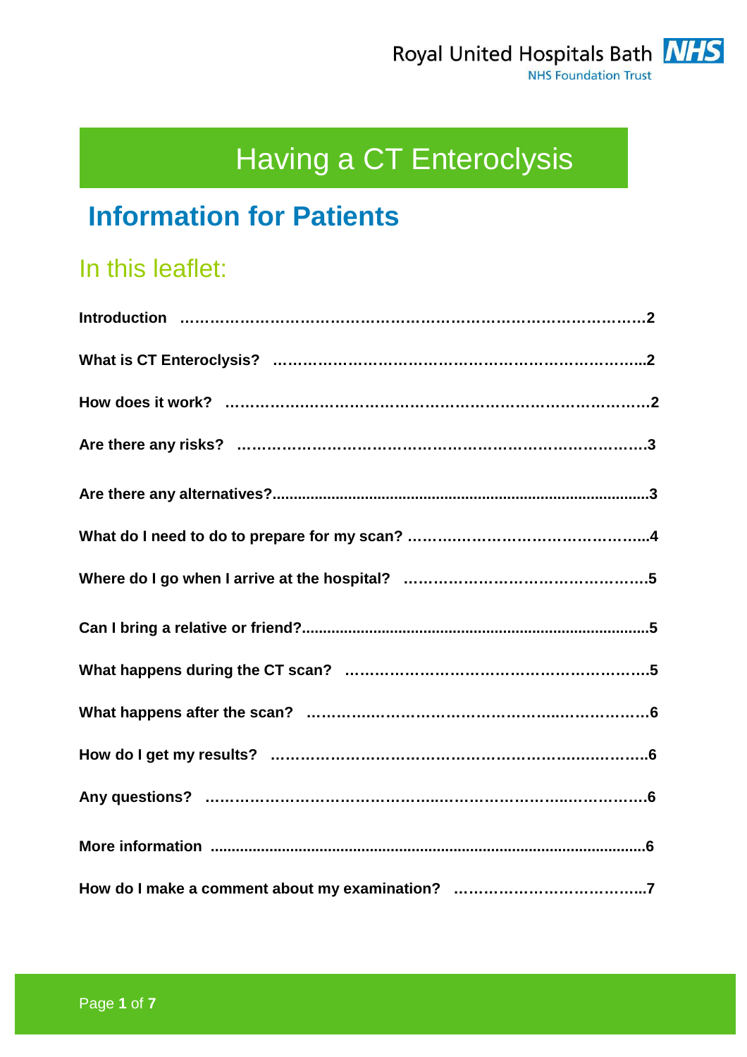Royal United Hospitals Bath NHS Foundation Trust

# Having a CT Enteroclysis

## Information for Patients

### In this leaflet:

**Introduction ....................................................................................2**

**What is CT Enteroclysis? ..............................................................2**

**How does it work? ..........................................................................2**

**Are there any risks? ........................................................................3**

**Are there any alternatives?.............................................................3**

**What do I need to do to prepare for my scan? ...............................4**

**Where do I go when I arrive at the hospital? .................................5**

**Can I bring a relative or friend?.......................................................5**

**What happens during the CT scan? ...............................................5**

**What happens after the scan? ........................................................6**

**How do I get my results? ...............................................................6**

**Any questions? ...............................................................................6**

**More information ............................................................................6**

**How do I make a comment about my examination? ......................7**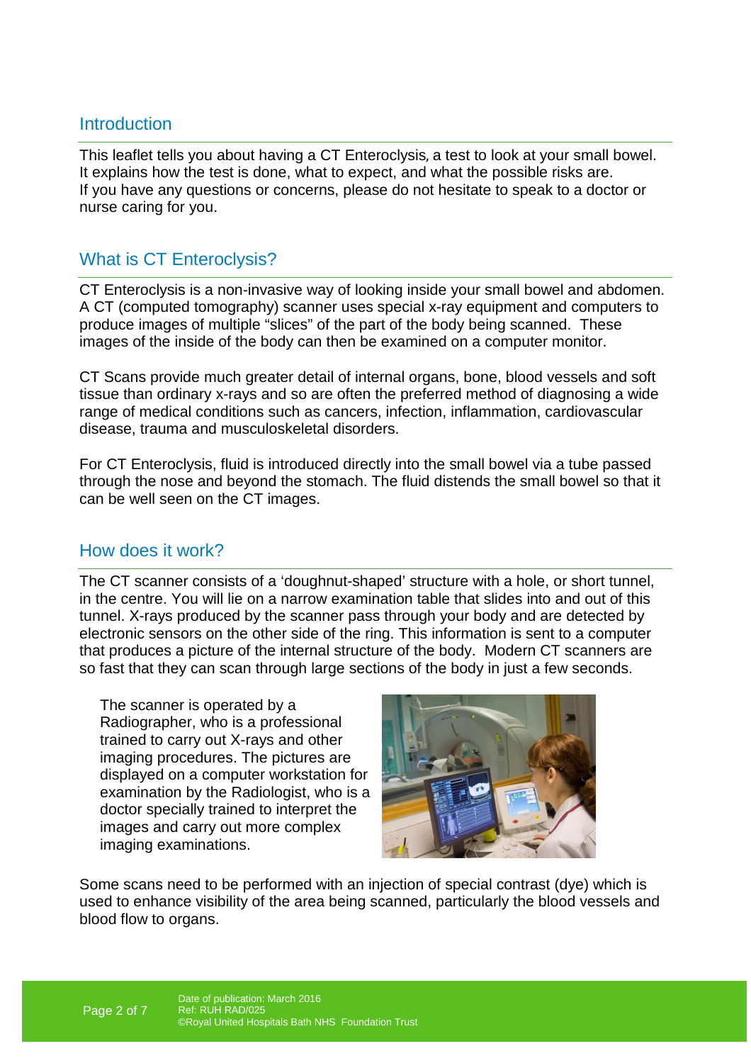## Introduction

This leaflet tells you about having a CT Enteroclysis, a test to look at your small bowel. It explains how the test is done, what to expect, and what the possible risks are. If you have any questions or concerns, please do not hesitate to speak to a doctor or nurse caring for you.

## What is CT Enteroclysis?

CT Enteroclysis is a non-invasive way of looking inside your small bowel and abdomen. A CT (computed tomography) scanner uses special x-ray equipment and computers to produce images of multiple "slices" of the part of the body being scanned. These images of the inside of the body can then be examined on a computer monitor.

CT Scans provide much greater detail of internal organs, bone, blood vessels and soft tissue than ordinary x-rays and so are often the preferred method of diagnosing a wide range of medical conditions such as cancers, infection, inflammation, cardiovascular disease, trauma and musculoskeletal disorders.

For CT Enteroclysis, fluid is introduced directly into the small bowel via a tube passed through the nose and beyond the stomach. The fluid distends the small bowel so that it can be well seen on the CT images.

## How does it work?

The CT scanner consists of a 'doughnut-shaped' structure with a hole, or short tunnel, in the centre. You will lie on a narrow examination table that slides into and out of this tunnel. X-rays produced by the scanner pass through your body and are detected by electronic sensors on the other side of the ring. This information is sent to a computer that produces a picture of the internal structure of the body. Modern CT scanners are so fast that they can scan through large sections of the body in just a few seconds.

The scanner is operated by a Radiographer, who is a professional trained to carry out X-rays and other imaging procedures. The pictures are displayed on a computer workstation for examination by the Radiologist, who is a doctor specially trained to interpret the images and carry out more complex imaging examinations.

Some scans need to be performed with an injection of special contrast (dye) which is used to enhance visibility of the area being scanned, particularly the blood vessels and blood flow to organs.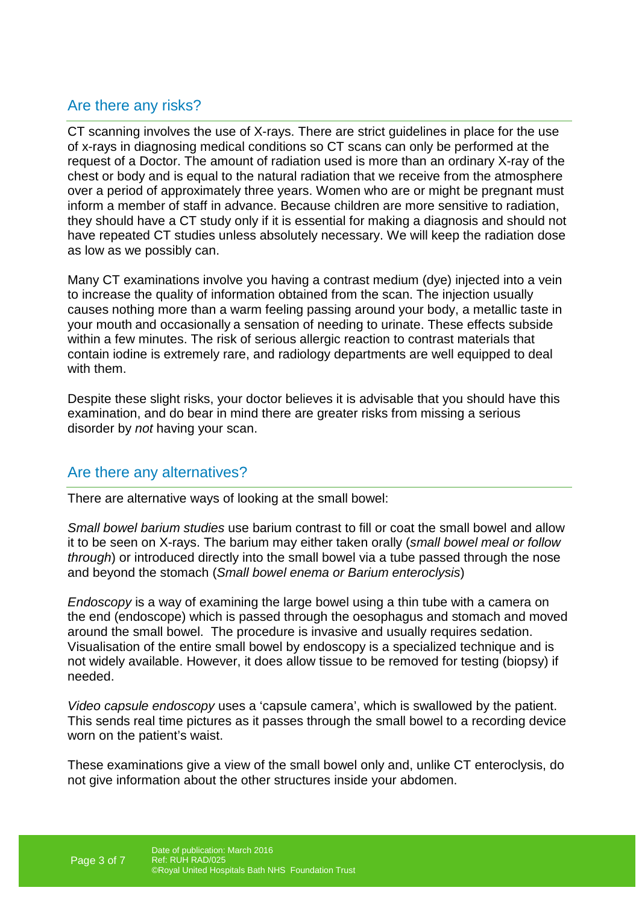## Are there any risks?

CT scanning involves the use of X-rays. There are strict guidelines in place for the use of x-rays in diagnosing medical conditions so CT scans can only be performed at the request of a Doctor. The amount of radiation used is more than an ordinary X-ray of the chest or body and is equal to the natural radiation that we receive from the atmosphere over a period of approximately three years. Women who are or might be pregnant must inform a member of staff in advance. Because children are more sensitive to radiation, they should have a CT study only if it is essential for making a diagnosis and should not have repeated CT studies unless absolutely necessary. We will keep the radiation dose as low as we possibly can.

Many CT examinations involve you having a contrast medium (dye) injected into a vein to increase the quality of information obtained from the scan. The injection usually causes nothing more than a warm feeling passing around your body, a metallic taste in your mouth and occasionally a sensation of needing to urinate. These effects subside within a few minutes. The risk of serious allergic reaction to contrast materials that contain iodine is extremely rare, and radiology departments are well equipped to deal with them.

Despite these slight risks, your doctor believes it is advisable that you should have this examination, and do bear in mind there are greater risks from missing a serious disorder by *not* having your scan.

## Are there any alternatives?

There are alternative ways of looking at the small bowel:

*Small bowel barium studies* use barium contrast to fill or coat the small bowel and allow it to be seen on X-rays. The barium may either taken orally (*small bowel meal or follow through*) or introduced directly into the small bowel via a tube passed through the nose and beyond the stomach (*Small bowel enema or Barium enteroclysis*)

*Endoscopy* is a way of examining the large bowel using a thin tube with a camera on the end (endoscope) which is passed through the oesophagus and stomach and moved around the small bowel. The procedure is invasive and usually requires sedation. Visualisation of the entire small bowel by endoscopy is a specialized technique and is not widely available. However, it does allow tissue to be removed for testing (biopsy) if needed.

*Video capsule endoscopy* uses a 'capsule camera', which is swallowed by the patient. This sends real time pictures as it passes through the small bowel to a recording device worn on the patient's waist.

These examinations give a view of the small bowel only and, unlike CT enteroclysis, do not give information about the other structures inside your abdomen.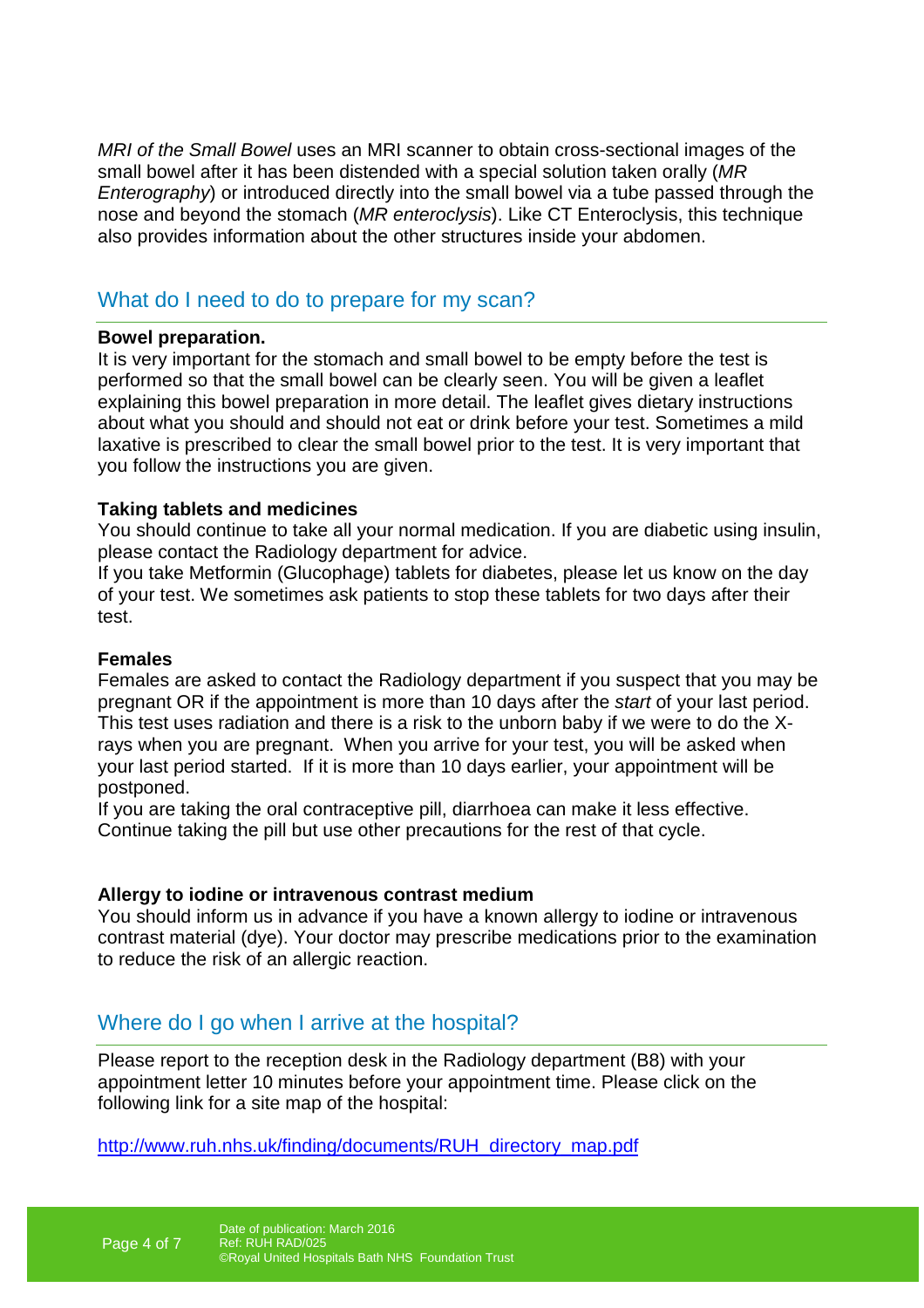*MRI of the Small Bowel* uses an MRI scanner to obtain cross-sectional images of the small bowel after it has been distended with a special solution taken orally (*MR Enterography*) or introduced directly into the small bowel via a tube passed through the nose and beyond the stomach (*MR enteroclysis*). Like CT Enteroclysis, this technique also provides information about the other structures inside your abdomen.

## What do I need to do to prepare for my scan?

**Bowel preparation.**

It is very important for the stomach and small bowel to be empty before the test is performed so that the small bowel can be clearly seen. You will be given a leaflet explaining this bowel preparation in more detail. The leaflet gives dietary instructions about what you should and should not eat or drink before your test. Sometimes a mild laxative is prescribed to clear the small bowel prior to the test. It is very important that you follow the instructions you are given.

**Taking tablets and medicines**

You should continue to take all your normal medication. If you are diabetic using insulin, please contact the Radiology department for advice.

If you take Metformin (Glucophage) tablets for diabetes, please let us know on the day of your test. We sometimes ask patients to stop these tablets for two days after their test.

**Females**

Females are asked to contact the Radiology department if you suspect that you may be pregnant OR if the appointment is more than 10 days after the *start* of your last period. This test uses radiation and there is a risk to the unborn baby if we were to do the X-rays when you are pregnant. When you arrive for your test, you will be asked when your last period started. If it is more than 10 days earlier, your appointment will be postponed.

If you are taking the oral contraceptive pill, diarrhoea can make it less effective. Continue taking the pill but use other precautions for the rest of that cycle.

**Allergy to iodine or intravenous contrast medium**

You should inform us in advance if you have a known allergy to iodine or intravenous contrast material (dye). Your doctor may prescribe medications prior to the examination to reduce the risk of an allergic reaction.

## Where do I go when I arrive at the hospital?

Please report to the reception desk in the Radiology department (B8) with your appointment letter 10 minutes before your appointment time. Please click on the following link for a site map of the hospital:

http://www.ruh.nhs.uk/finding/documents/RUH_directory_map.pdf

Date of publication: March 2016
Ref: RUH RAD/025
©Royal United Hospitals Bath NHS Foundation Trust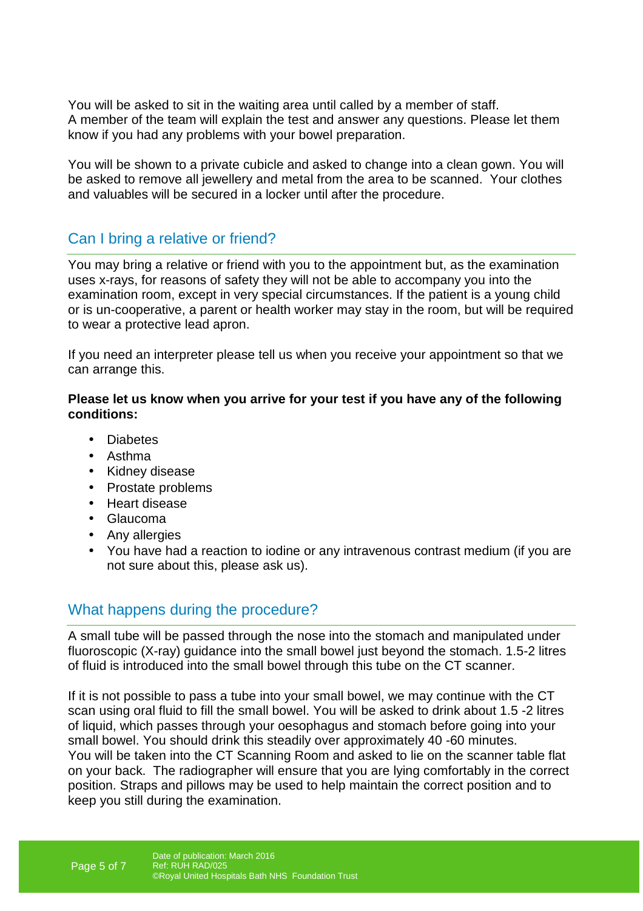You will be asked to sit in the waiting area until called by a member of staff.
A member of the team will explain the test and answer any questions. Please let them know if you had any problems with your bowel preparation.

You will be shown to a private cubicle and asked to change into a clean gown. You will be asked to remove all jewellery and metal from the area to be scanned. Your clothes and valuables will be secured in a locker until after the procedure.

## Can I bring a relative or friend?

You may bring a relative or friend with you to the appointment but, as the examination uses x-rays, for reasons of safety they will not be able to accompany you into the examination room, except in very special circumstances. If the patient is a young child or is un-cooperative, a parent or health worker may stay in the room, but will be required to wear a protective lead apron.

If you need an interpreter please tell us when you receive your appointment so that we can arrange this.

**Please let us know when you arrive for your test if you have any of the following conditions:**

- Diabetes
- Asthma
- Kidney disease
- Prostate problems
- Heart disease
- Glaucoma
- Any allergies
- You have had a reaction to iodine or any intravenous contrast medium (if you are not sure about this, please ask us).

## What happens during the procedure?

A small tube will be passed through the nose into the stomach and manipulated under fluoroscopic (X-ray) guidance into the small bowel just beyond the stomach. 1.5-2 litres of fluid is introduced into the small bowel through this tube on the CT scanner.

If it is not possible to pass a tube into your small bowel, we may continue with the CT scan using oral fluid to fill the small bowel. You will be asked to drink about 1.5 -2 litres of liquid, which passes through your oesophagus and stomach before going into your small bowel. You should drink this steadily over approximately 40 -60 minutes.
You will be taken into the CT Scanning Room and asked to lie on the scanner table flat on your back. The radiographer will ensure that you are lying comfortably in the correct position. Straps and pillows may be used to help maintain the correct position and to keep you still during the examination.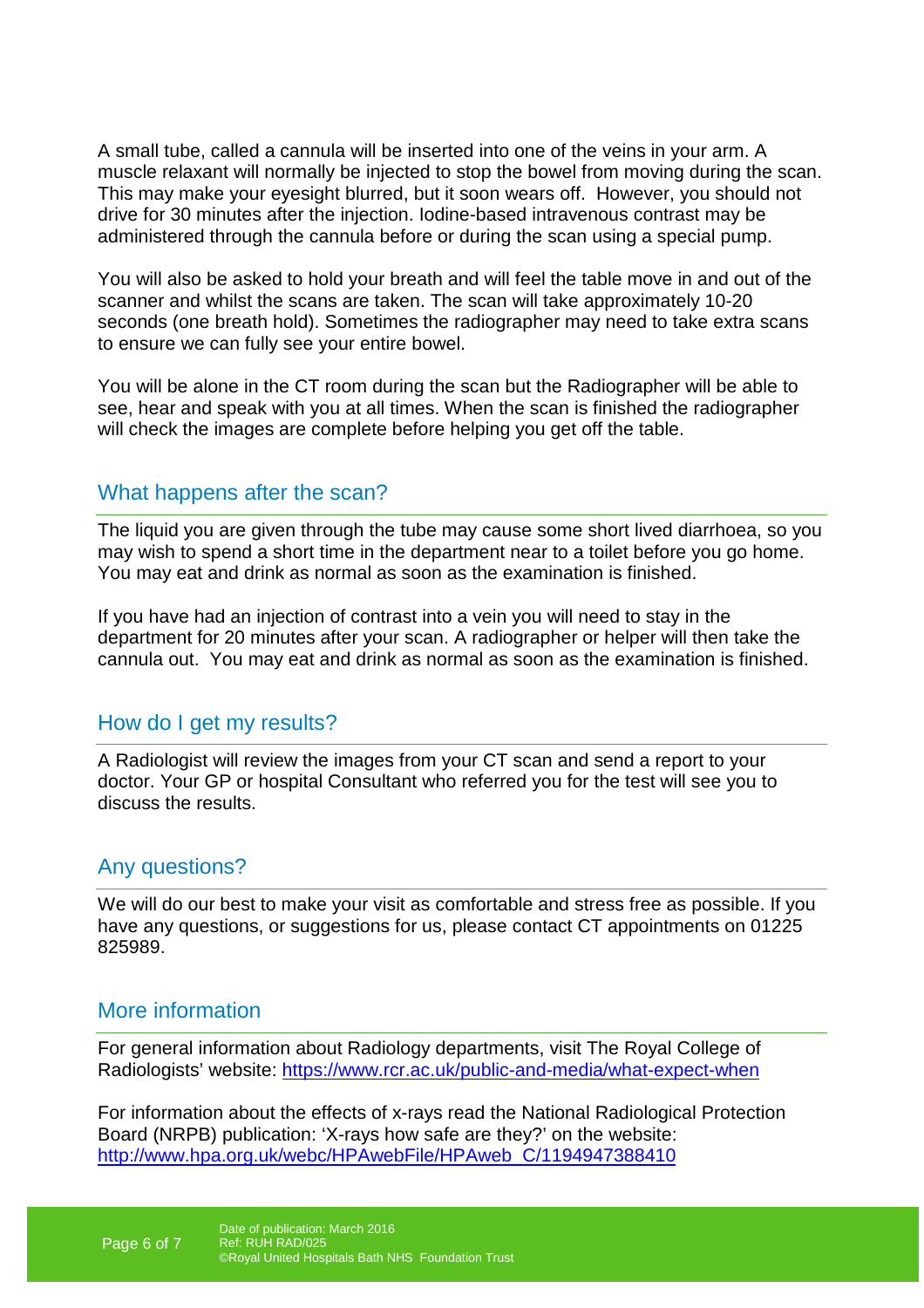A small tube, called a cannula will be inserted into one of the veins in your arm. A muscle relaxant will normally be injected to stop the bowel from moving during the scan. This may make your eyesight blurred, but it soon wears off.  However, you should not drive for 30 minutes after the injection. Iodine-based intravenous contrast may be administered through the cannula before or during the scan using a special pump.

You will also be asked to hold your breath and will feel the table move in and out of the scanner and whilst the scans are taken. The scan will take approximately 10-20 seconds (one breath hold). Sometimes the radiographer may need to take extra scans to ensure we can fully see your entire bowel.

You will be alone in the CT room during the scan but the Radiographer will be able to see, hear and speak with you at all times. When the scan is finished the radiographer will check the images are complete before helping you get off the table.

## What happens after the scan?

The liquid you are given through the tube may cause some short lived diarrhoea, so you may wish to spend a short time in the department near to a toilet before you go home. You may eat and drink as normal as soon as the examination is finished.

If you have had an injection of contrast into a vein you will need to stay in the department for 20 minutes after your scan. A radiographer or helper will then take the cannula out.  You may eat and drink as normal as soon as the examination is finished.

## How do I get my results?

A Radiologist will review the images from your CT scan and send a report to your doctor. Your GP or hospital Consultant who referred you for the test will see you to discuss the results.

## Any questions?

We will do our best to make your visit as comfortable and stress free as possible. If you have any questions, or suggestions for us, please contact CT appointments on 01225 825989.

## More information

For general information about Radiology departments, visit The Royal College of Radiologists' website: https://www.rcr.ac.uk/public-and-media/what-expect-when

For information about the effects of x-rays read the National Radiological Protection Board (NRPB) publication: 'X-rays how safe are they?' on the website: http://www.hpa.org.uk/webc/HPAwebFile/HPAweb_C/1194947388410

Date of publication: March 2016
Ref: RUH RAD/025
©Royal United Hospitals Bath NHS  Foundation Trust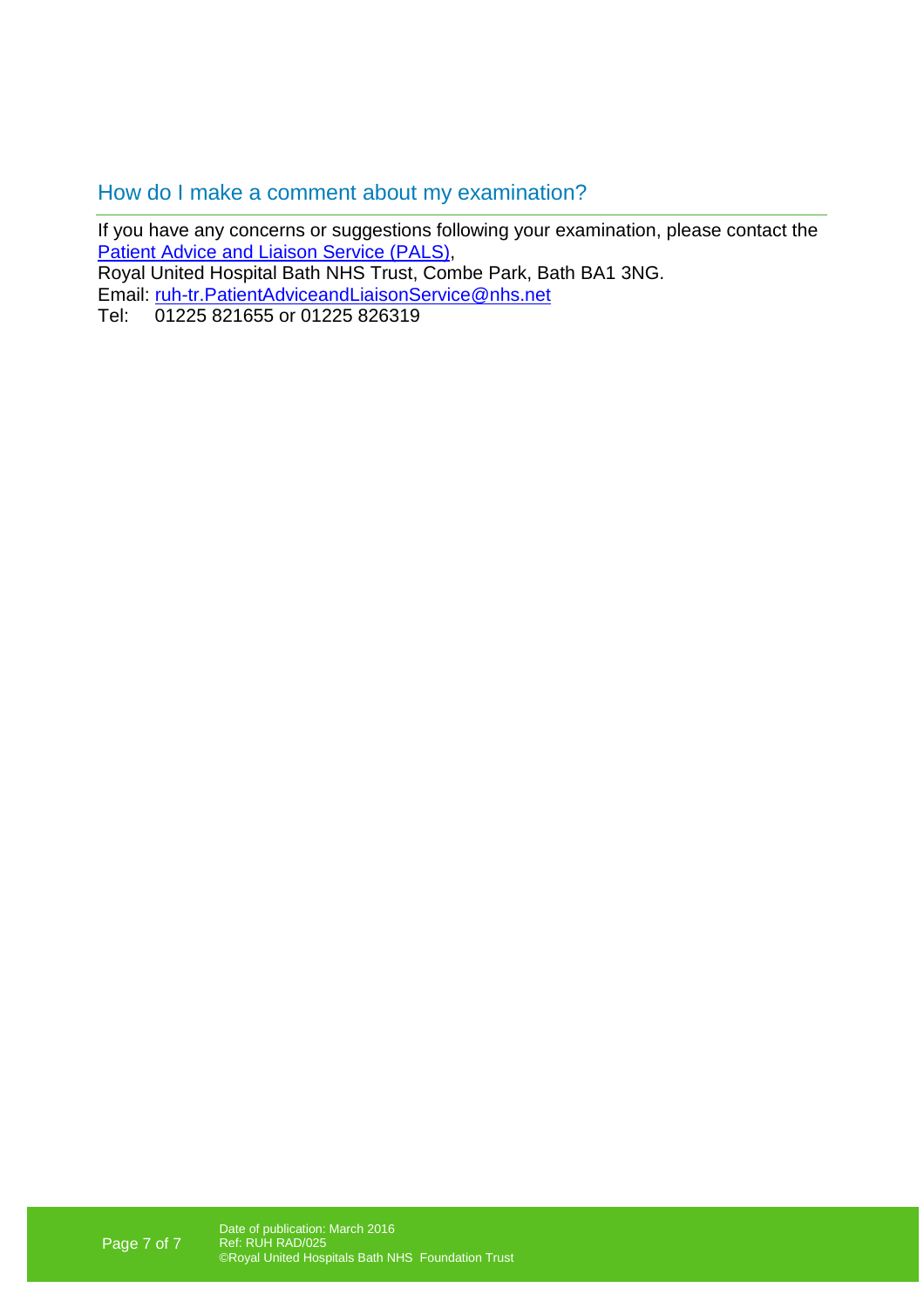## How do I make a comment about my examination?

If you have any concerns or suggestions following your examination, please contact the Patient Advice and Liaison Service (PALS),
Royal United Hospital Bath NHS Trust, Combe Park, Bath BA1 3NG.
Email: ruh-tr.PatientAdviceandLiaisonService@nhs.net
Tel: 01225 821655 or 01225 826319

Date of publication: March 2016
Ref: RUH RAD/025
©Royal United Hospitals Bath NHS Foundation Trust